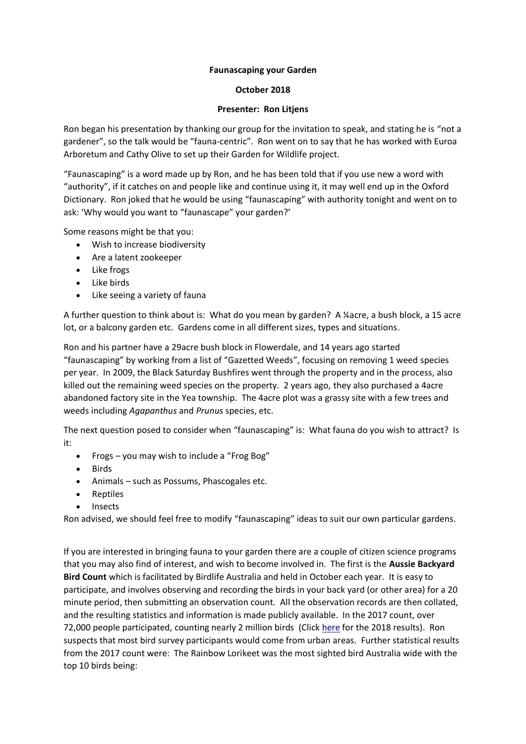**Faunascaping your Garden**

**October 2018**

**Presenter: Ron Litjens**

Ron began his presentation by thanking our group for the invitation to speak, and stating he is "not a gardener", so the talk would be "fauna-centric". Ron went on to say that he has worked with Euroa Arboretum and Cathy Olive to set up their Garden for Wildlife project.

"Faunascaping" is a word made up by Ron, and he has been told that if you use new a word with "authority", if it catches on and people like and continue using it, it may well end up in the Oxford Dictionary. Ron joked that he would be using "faunascaping" with authority tonight and went on to ask: 'Why would you want to "faunascape" your garden?'

Some reasons might be that you:

- Wish to increase biodiversity
- Are a latent zookeeper
- Like frogs
- Like birds
- Like seeing a variety of fauna

A further question to think about is: What do you mean by garden? A ¼acre, a bush block, a 15 acre lot, or a balcony garden etc. Gardens come in all different sizes, types and situations.

Ron and his partner have a 29acre bush block in Flowerdale, and 14 years ago started "faunascaping" by working from a list of "Gazetted Weeds", focusing on removing 1 weed species per year. In 2009, the Black Saturday Bushfires went through the property and in the process, also killed out the remaining weed species on the property. 2 years ago, they also purchased a 4acre abandoned factory site in the Yea township. The 4acre plot was a grassy site with a few trees and weeds including *Agapanthus* and *Prunus* species, etc.

The next question posed to consider when "faunascaping" is: What fauna do you wish to attract? Is it:

- Frogs – you may wish to include a "Frog Bog"
- Birds
- Animals – such as Possums, Phascogales etc.
- Reptiles
- Insects

Ron advised, we should feel free to modify "faunascaping" ideas to suit our own particular gardens.

If you are interested in bringing fauna to your garden there are a couple of citizen science programs that you may also find of interest, and wish to become involved in. The first is the **Aussie Backyard Bird Count** which is facilitated by Birdlife Australia and held in October each year. It is easy to participate, and involves observing and recording the birds in your back yard (or other area) for a 20 minute period, then submitting an observation count. All the observation records are then collated, and the resulting statistics and information is made publicly available. In the 2017 count, over 72,000 people participated, counting nearly 2 million birds (Click here for the 2018 results). Ron suspects that most bird survey participants would come from urban areas. Further statistical results from the 2017 count were: The Rainbow Lorikeet was the most sighted bird Australia wide with the top 10 birds being: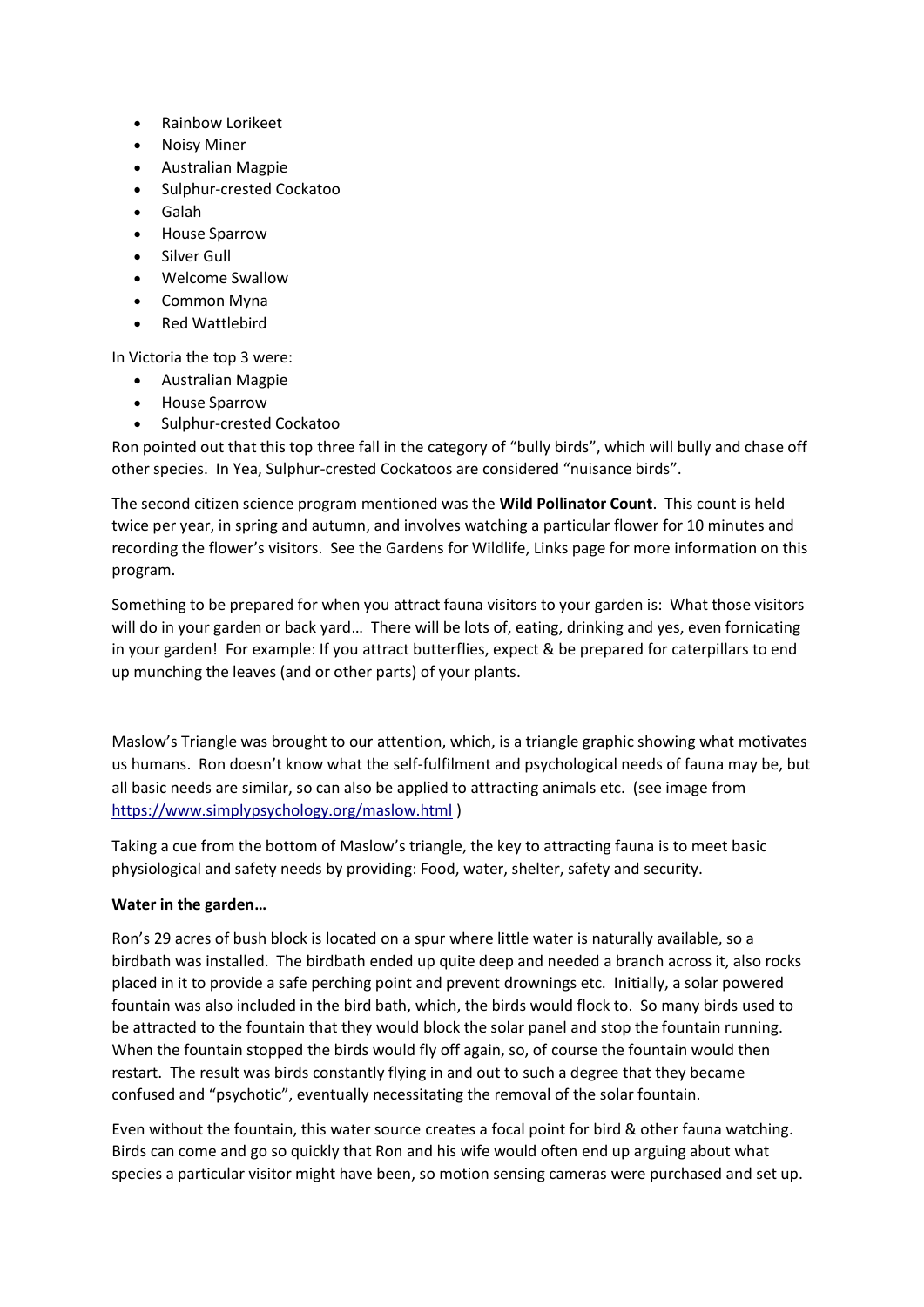- Rainbow Lorikeet
- Noisy Miner
- Australian Magpie
- Sulphur-crested Cockatoo
- Galah
- House Sparrow
- Silver Gull
- Welcome Swallow
- Common Myna
- Red Wattlebird

In Victoria the top 3 were:

- Australian Magpie
- House Sparrow
- Sulphur-crested Cockatoo

Ron pointed out that this top three fall in the category of "bully birds", which will bully and chase off other species. In Yea, Sulphur-crested Cockatoos are considered "nuisance birds".

The second citizen science program mentioned was the **Wild Pollinator Count**. This count is held twice per year, in spring and autumn, and involves watching a particular flower for 10 minutes and recording the flower's visitors. See the Gardens for Wildlife, Links page for more information on this program.

Something to be prepared for when you attract fauna visitors to your garden is: What those visitors will do in your garden or back yard… There will be lots of, eating, drinking and yes, even fornicating in your garden! For example: If you attract butterflies, expect & be prepared for caterpillars to end up munching the leaves (and or other parts) of your plants.

Maslow's Triangle was brought to our attention, which, is a triangle graphic showing what motivates us humans. Ron doesn't know what the self-fulfilment and psychological needs of fauna may be, but all basic needs are similar, so can also be applied to attracting animals etc. (see image from https://www.simplypsychology.org/maslow.html )

Taking a cue from the bottom of Maslow's triangle, the key to attracting fauna is to meet basic physiological and safety needs by providing: Food, water, shelter, safety and security.

**Water in the garden…**

Ron's 29 acres of bush block is located on a spur where little water is naturally available, so a birdbath was installed. The birdbath ended up quite deep and needed a branch across it, also rocks placed in it to provide a safe perching point and prevent drownings etc. Initially, a solar powered fountain was also included in the bird bath, which, the birds would flock to. So many birds used to be attracted to the fountain that they would block the solar panel and stop the fountain running. When the fountain stopped the birds would fly off again, so, of course the fountain would then restart. The result was birds constantly flying in and out to such a degree that they became confused and "psychotic", eventually necessitating the removal of the solar fountain.

Even without the fountain, this water source creates a focal point for bird & other fauna watching. Birds can come and go so quickly that Ron and his wife would often end up arguing about what species a particular visitor might have been, so motion sensing cameras were purchased and set up.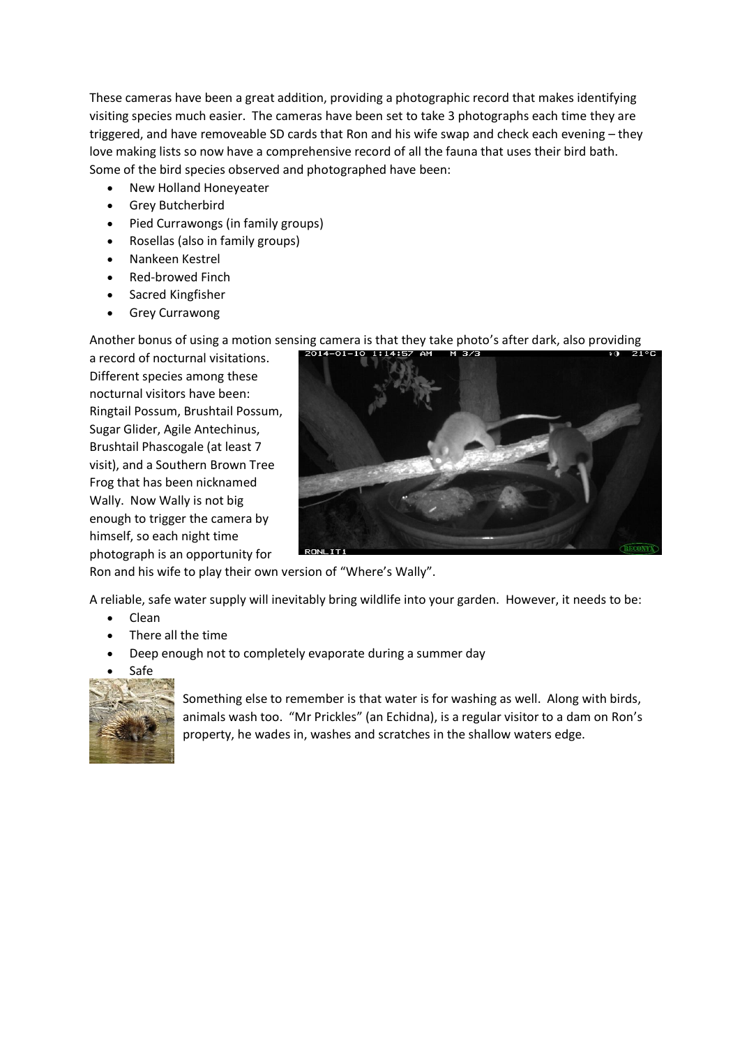These cameras have been a great addition, providing a photographic record that makes identifying visiting species much easier. The cameras have been set to take 3 photographs each time they are triggered, and have removeable SD cards that Ron and his wife swap and check each evening – they love making lists so now have a comprehensive record of all the fauna that uses their bird bath. Some of the bird species observed and photographed have been:

- New Holland Honeyeater
- Grey Butcherbird
- Pied Currawongs (in family groups)
- Rosellas (also in family groups)
- Nankeen Kestrel
- Red-browed Finch
- Sacred Kingfisher
- Grey Currawong

Another bonus of using a motion sensing camera is that they take photo's after dark, also providing a record of nocturnal visitations. Different species among these nocturnal visitors have been: Ringtail Possum, Brushtail Possum, Sugar Glider, Agile Antechinus, Brushtail Phascogale (at least 7 visit), and a Southern Brown Tree Frog that has been nicknamed Wally. Now Wally is not big enough to trigger the camera by himself, so each night time photograph is an opportunity for Ron and his wife to play their own version of "Where's Wally".

A reliable, safe water supply will inevitably bring wildlife into your garden. However, it needs to be:

- Clean
- There all the time
- Deep enough not to completely evaporate during a summer day
- Safe

Something else to remember is that water is for washing as well. Along with birds, animals wash too. "Mr Prickles" (an Echidna), is a regular visitor to a dam on Ron's property, he wades in, washes and scratches in the shallow waters edge.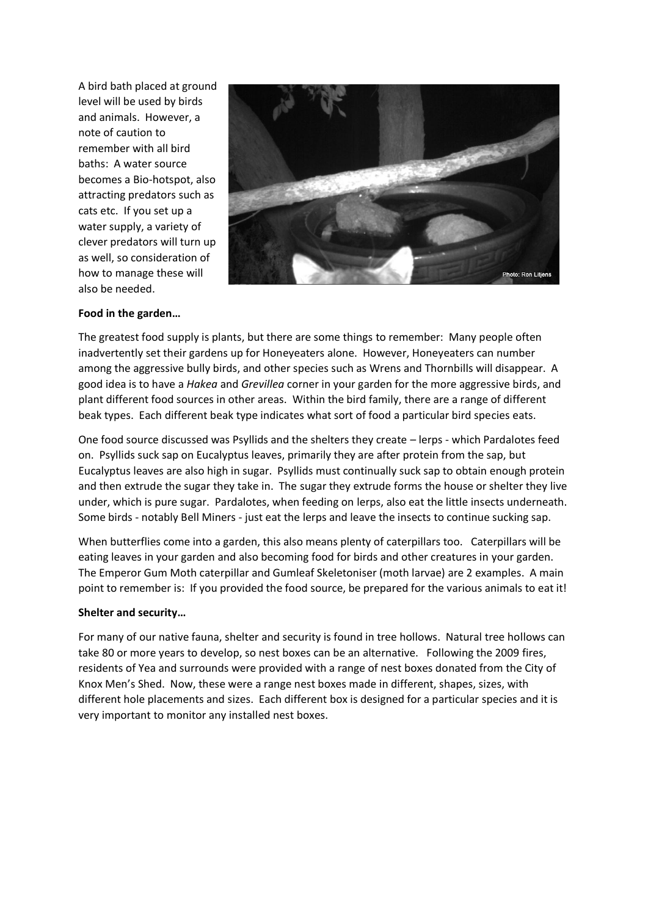A bird bath placed at ground level will be used by birds and animals. However, a note of caution to remember with all bird baths: A water source becomes a Bio-hotspot, also attracting predators such as cats etc. If you set up a water supply, a variety of clever predators will turn up as well, so consideration of how to manage these will also be needed.

Photo: Ron Litjens

**Food in the garden…**

The greatest food supply is plants, but there are some things to remember: Many people often inadvertently set their gardens up for Honeyeaters alone. However, Honeyeaters can number among the aggressive bully birds, and other species such as Wrens and Thornbills will disappear. A good idea is to have a *Hakea* and *Grevillea* corner in your garden for the more aggressive birds, and plant different food sources in other areas. Within the bird family, there are a range of different beak types. Each different beak type indicates what sort of food a particular bird species eats.

One food source discussed was Psyllids and the shelters they create – lerps - which Pardalotes feed on. Psyllids suck sap on Eucalyptus leaves, primarily they are after protein from the sap, but Eucalyptus leaves are also high in sugar. Psyllids must continually suck sap to obtain enough protein and then extrude the sugar they take in. The sugar they extrude forms the house or shelter they live under, which is pure sugar. Pardalotes, when feeding on lerps, also eat the little insects underneath. Some birds - notably Bell Miners - just eat the lerps and leave the insects to continue sucking sap.

When butterflies come into a garden, this also means plenty of caterpillars too. Caterpillars will be eating leaves in your garden and also becoming food for birds and other creatures in your garden. The Emperor Gum Moth caterpillar and Gumleaf Skeletoniser (moth larvae) are 2 examples. A main point to remember is: If you provided the food source, be prepared for the various animals to eat it!

**Shelter and security…**

For many of our native fauna, shelter and security is found in tree hollows. Natural tree hollows can take 80 or more years to develop, so nest boxes can be an alternative. Following the 2009 fires, residents of Yea and surrounds were provided with a range of nest boxes donated from the City of Knox Men's Shed. Now, these were a range nest boxes made in different, shapes, sizes, with different hole placements and sizes. Each different box is designed for a particular species and it is very important to monitor any installed nest boxes.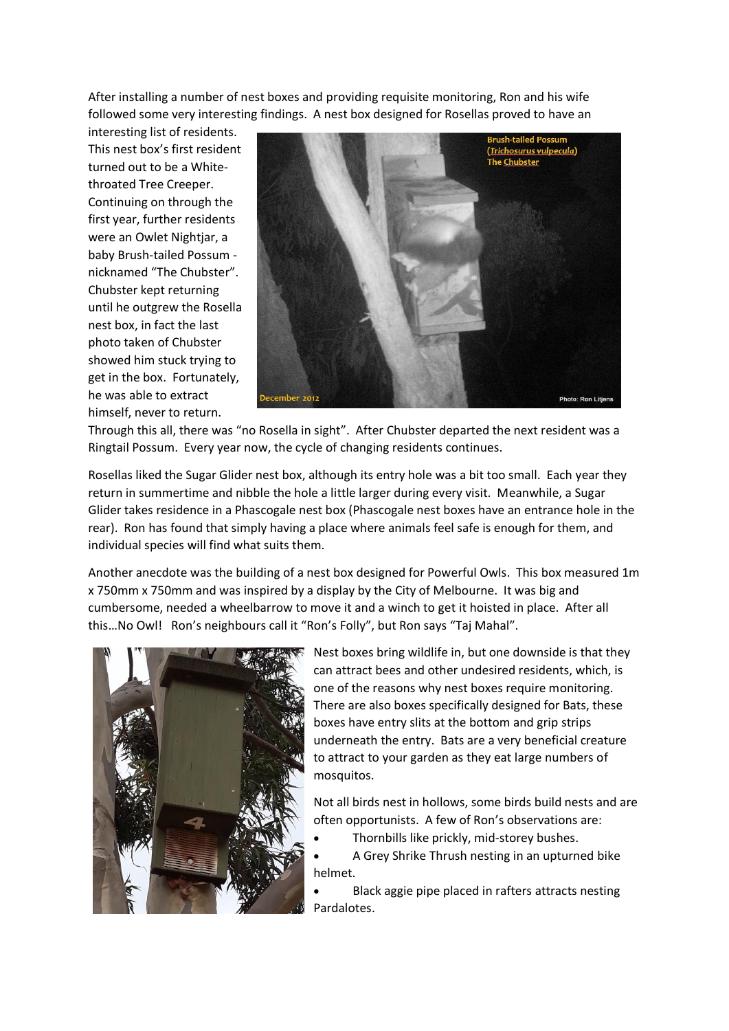After installing a number of nest boxes and providing requisite monitoring, Ron and his wife followed some very interesting findings. A nest box designed for Rosellas proved to have an interesting list of residents. This nest box's first resident turned out to be a White-throated Tree Creeper. Continuing on through the first year, further residents were an Owlet Nightjar, a baby Brush-tailed Possum - nicknamed "The Chubster". Chubster kept returning until he outgrew the Rosella nest box, in fact the last photo taken of Chubster showed him stuck trying to get in the box. Fortunately, he was able to extract himself, never to return.

Brush-tailed Possum (*Trichosurus vulpecula*) The Chubster

December 2012

Photo: Ron Litjens

Through this all, there was "no Rosella in sight". After Chubster departed the next resident was a Ringtail Possum. Every year now, the cycle of changing residents continues.

Rosellas liked the Sugar Glider nest box, although its entry hole was a bit too small. Each year they return in summertime and nibble the hole a little larger during every visit. Meanwhile, a Sugar Glider takes residence in a Phascogale nest box (Phascogale nest boxes have an entrance hole in the rear). Ron has found that simply having a place where animals feel safe is enough for them, and individual species will find what suits them.

Another anecdote was the building of a nest box designed for Powerful Owls. This box measured 1m x 750mm x 750mm and was inspired by a display by the City of Melbourne. It was big and cumbersome, needed a wheelbarrow to move it and a winch to get it hoisted in place. After all this…No Owl! Ron's neighbours call it "Ron's Folly", but Ron says "Taj Mahal".

Nest boxes bring wildlife in, but one downside is that they can attract bees and other undesired residents, which, is one of the reasons why nest boxes require monitoring. There are also boxes specifically designed for Bats, these boxes have entry slits at the bottom and grip strips underneath the entry. Bats are a very beneficial creature to attract to your garden as they eat large numbers of mosquitos.

Not all birds nest in hollows, some birds build nests and are often opportunists. A few of Ron's observations are:

- Thornbills like prickly, mid-storey bushes.
- A Grey Shrike Thrush nesting in an upturned bike helmet.
- Black aggie pipe placed in rafters attracts nesting Pardalotes.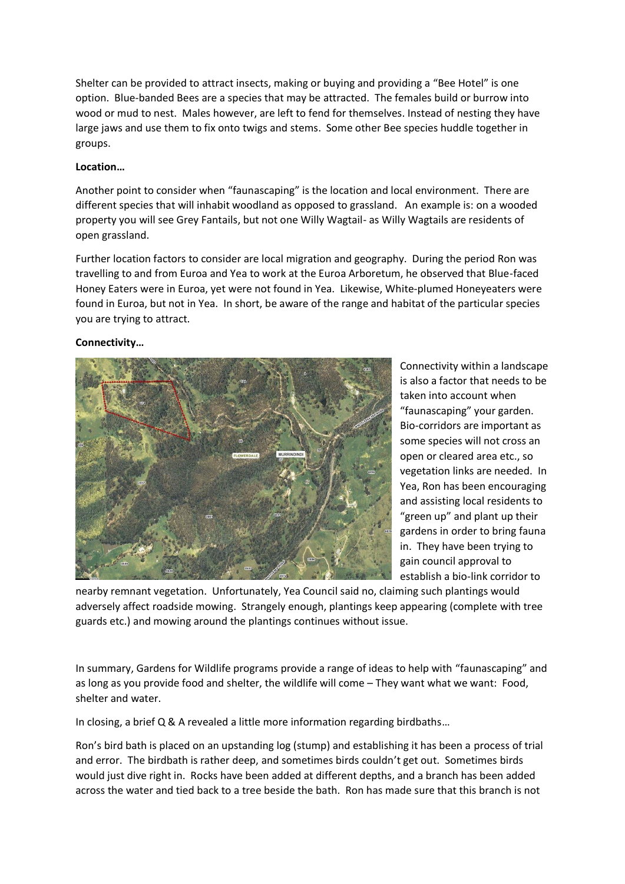Shelter can be provided to attract insects, making or buying and providing a "Bee Hotel" is one option. Blue-banded Bees are a species that may be attracted. The females build or burrow into wood or mud to nest. Males however, are left to fend for themselves. Instead of nesting they have large jaws and use them to fix onto twigs and stems. Some other Bee species huddle together in groups.

**Location…**

Another point to consider when "faunascaping" is the location and local environment. There are different species that will inhabit woodland as opposed to grassland. An example is: on a wooded property you will see Grey Fantails, but not one Willy Wagtail- as Willy Wagtails are residents of open grassland.

Further location factors to consider are local migration and geography. During the period Ron was travelling to and from Euroa and Yea to work at the Euroa Arboretum, he observed that Blue-faced Honey Eaters were in Euroa, yet were not found in Yea. Likewise, White-plumed Honeyeaters were found in Euroa, but not in Yea. In short, be aware of the range and habitat of the particular species you are trying to attract.

**Connectivity…**

Connectivity within a landscape is also a factor that needs to be taken into account when "faunascaping" your garden. Bio-corridors are important as some species will not cross an open or cleared area etc., so vegetation links are needed. In Yea, Ron has been encouraging and assisting local residents to "green up" and plant up their gardens in order to bring fauna in. They have been trying to gain council approval to establish a bio-link corridor to nearby remnant vegetation. Unfortunately, Yea Council said no, claiming such plantings would adversely affect roadside mowing. Strangely enough, plantings keep appearing (complete with tree guards etc.) and mowing around the plantings continues without issue.

In summary, Gardens for Wildlife programs provide a range of ideas to help with "faunascaping" and as long as you provide food and shelter, the wildlife will come – They want what we want: Food, shelter and water.

In closing, a brief Q & A revealed a little more information regarding birdbaths…

Ron's bird bath is placed on an upstanding log (stump) and establishing it has been a process of trial and error. The birdbath is rather deep, and sometimes birds couldn't get out. Sometimes birds would just dive right in. Rocks have been added at different depths, and a branch has been added across the water and tied back to a tree beside the bath. Ron has made sure that this branch is not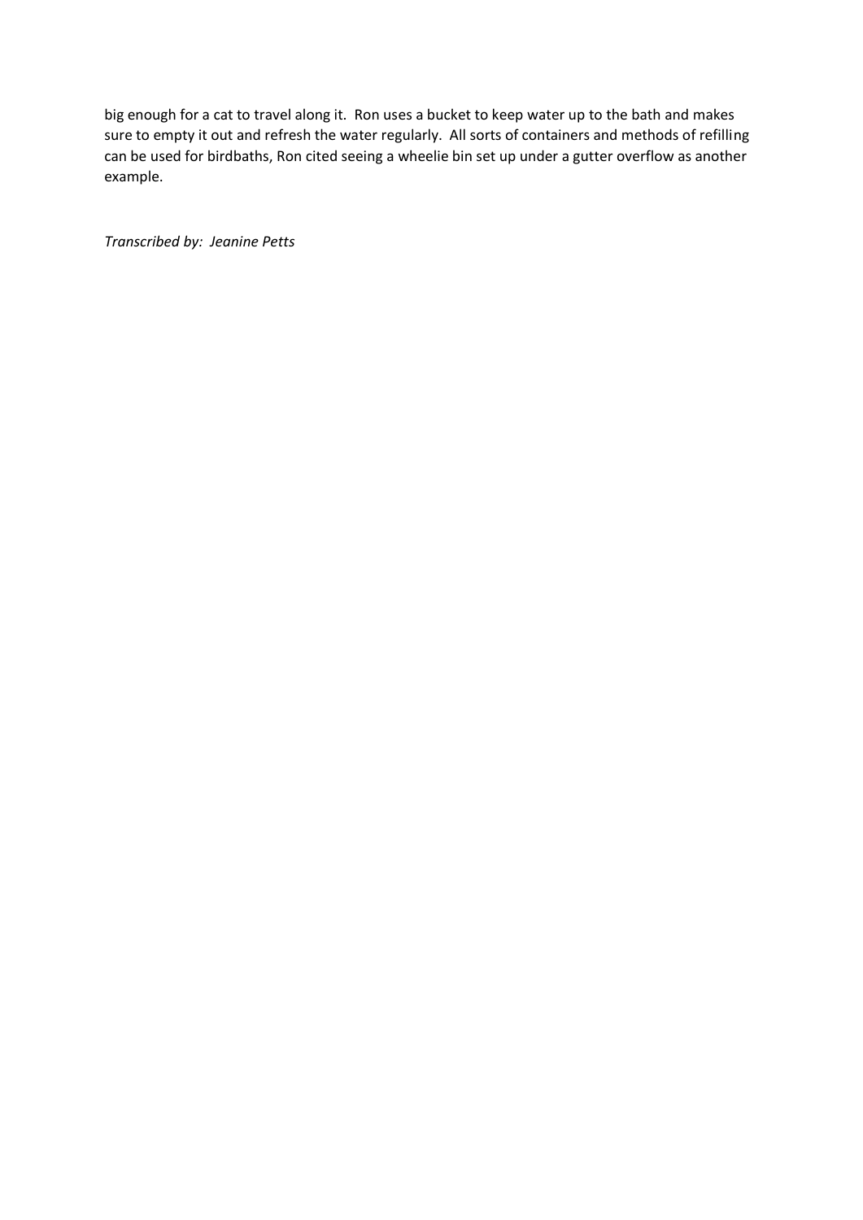big enough for a cat to travel along it.  Ron uses a bucket to keep water up to the bath and makes sure to empty it out and refresh the water regularly.  All sorts of containers and methods of refilling can be used for birdbaths, Ron cited seeing a wheelie bin set up under a gutter overflow as another example.

*Transcribed by:  Jeanine Petts*